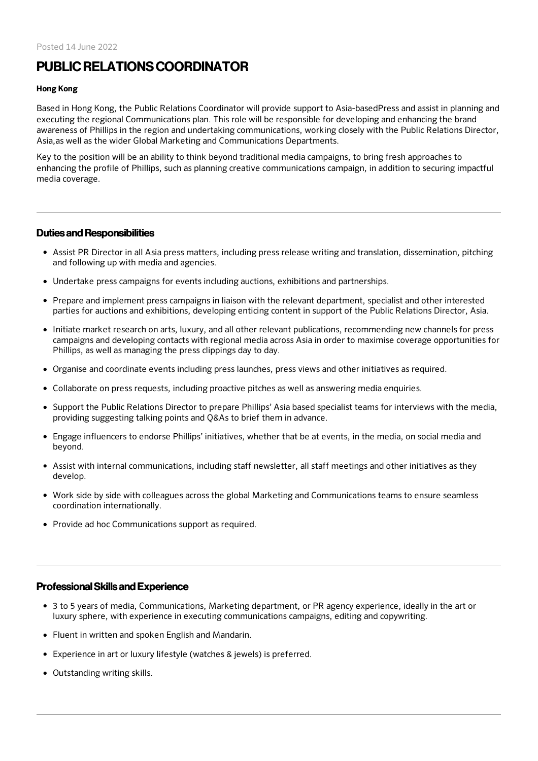Posted 14 June 2022

# PUBLIC RELATIONS COORDINATOR

**Hong Kong**

Based in Hong Kong, the Public Relations Coordinator will provide support to Asia-basedPress and assist in planning and executing the regional Communications plan. This role will be responsible for developing and enhancing the brand awareness of Phillips in the region and undertaking communications, working closely with the Public Relations Director, Asia,as well as the wider Global Marketing and Communications Departments.

Key to the position will be an ability to think beyond traditional media campaigns, to bring fresh approaches to enhancing the profile of Phillips, such as planning creative communications campaign, in addition to securing impactful media coverage.

## Duties and Responsibilities

- Assist PR Director in all Asia press matters, including press release writing and translation, dissemination, pitching and following up with media and agencies.
- Undertake press campaigns for events including auctions, exhibitions and partnerships.
- Prepare and implement press campaigns in liaison with the relevant department, specialist and other interested parties for auctions and exhibitions, developing enticing content in support of the Public Relations Director, Asia.
- Initiate market research on arts, luxury, and all other relevant publications, recommending new channels for press campaigns and developing contacts with regional media across Asia in order to maximise coverage opportunities for Phillips, as well as managing the press clippings day to day.
- Organise and coordinate events including press launches, press views and other initiatives as required.
- Collaborate on press requests, including proactive pitches as well as answering media enquiries.
- Support the Public Relations Director to prepare Phillips' Asia based specialist teams for interviews with the media, providing suggesting talking points and Q&As to brief them in advance.
- Engage influencers to endorse Phillips' initiatives, whether that be at events, in the media, on social media and beyond.
- Assist with internal communications, including staff newsletter, all staff meetings and other initiatives as they develop.
- Work side by side with colleagues across the global Marketing and Communications teams to ensure seamless coordination internationally.
- Provide ad hoc Communications support as required.

## Professional Skills and Experience

- 3 to 5 years of media, Communications, Marketing department, or PR agency experience, ideally in the art or luxury sphere, with experience in executing communications campaigns, editing and copywriting.
- Fluent in written and spoken English and Mandarin.
- Experience in art or luxury lifestyle (watches & jewels) is preferred.
- Outstanding writing skills.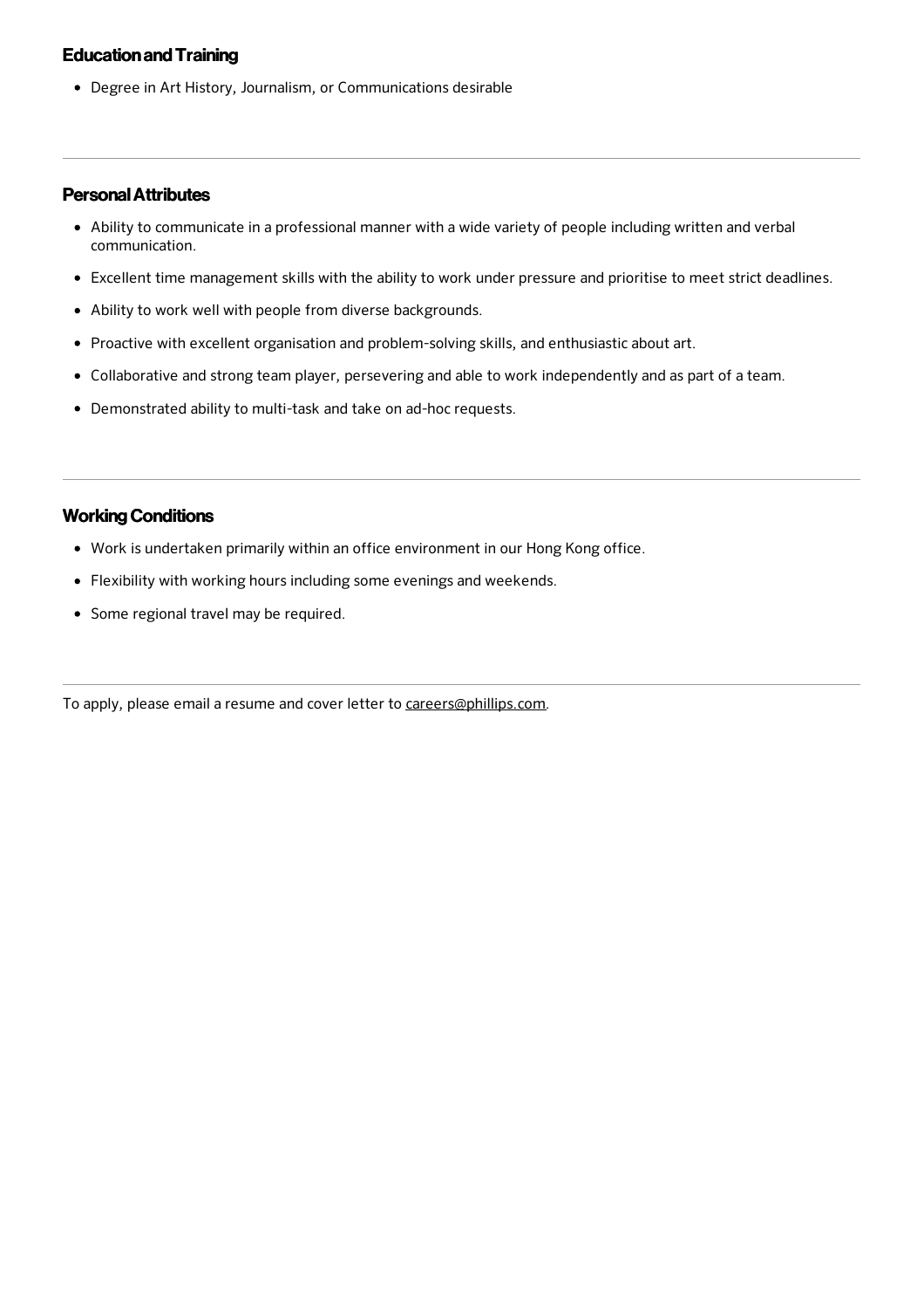## Education and Training

- Degree in Art History, Journalism, or Communications desirable

---

## Personal Attributes

- Ability to communicate in a professional manner with a wide variety of people including written and verbal communication.
- Excellent time management skills with the ability to work under pressure and prioritise to meet strict deadlines.
- Ability to work well with people from diverse backgrounds.
- Proactive with excellent organisation and problem-solving skills, and enthusiastic about art.
- Collaborative and strong team player, persevering and able to work independently and as part of a team.
- Demonstrated ability to multi-task and take on ad-hoc requests.

---

## Working Conditions

- Work is undertaken primarily within an office environment in our Hong Kong office.
- Flexibility with working hours including some evenings and weekends.
- Some regional travel may be required.

---

To apply, please email a resume and cover letter to careers@phillips.com.